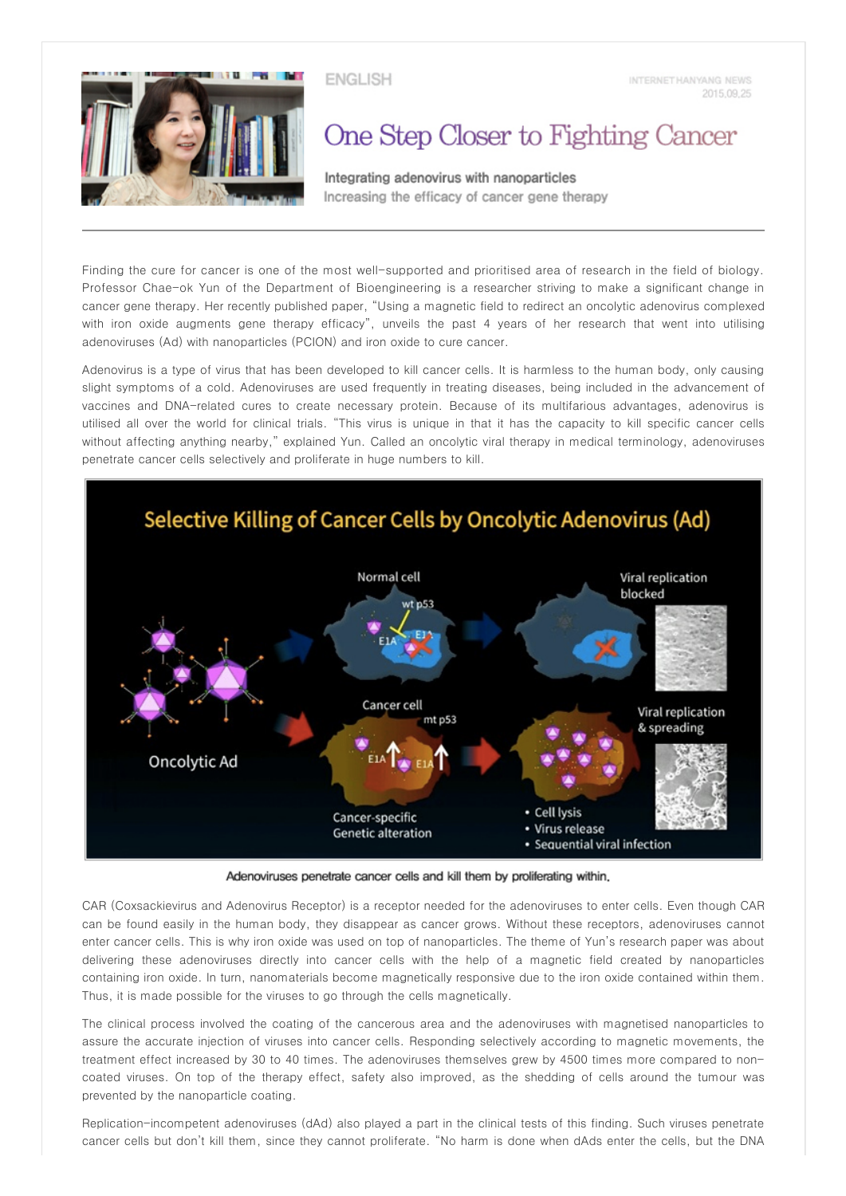ENGLISH

INTERNET HANYANG NEWS
2015.09.25

# One Step Closer to Fighting Cancer

**Integrating adenovirus with nanoparticles**
Increasing the efficacy of cancer gene therapy

Finding the cure for cancer is one of the most well-supported and prioritised area of research in the field of biology. Professor Chae-ok Yun of the Department of Bioengineering is a researcher striving to make a significant change in cancer gene therapy. Her recently published paper, "Using a magnetic field to redirect an oncolytic adenovirus complexed with iron oxide augments gene therapy efficacy", unveils the past 4 years of her research that went into utilising adenoviruses (Ad) with nanoparticles (PCION) and iron oxide to cure cancer.

Adenovirus is a type of virus that has been developed to kill cancer cells. It is harmless to the human body, only causing slight symptoms of a cold. Adenoviruses are used frequently in treating diseases, being included in the advancement of vaccines and DNA-related cures to create necessary protein. Because of its multifarious advantages, adenovirus is utilised all over the world for clinical trials. "This virus is unique in that it has the capacity to kill specific cancer cells without affecting anything nearby," explained Yun. Called an oncolytic viral therapy in medical terminology, adenoviruses penetrate cancer cells selectively and proliferate in huge numbers to kill.

Adenoviruses penetrate cancer cells and kill them by proliferating within.

CAR (Coxsackievirus and Adenovirus Receptor) is a receptor needed for the adenoviruses to enter cells. Even though CAR can be found easily in the human body, they disappear as cancer grows. Without these receptors, adenoviruses cannot enter cancer cells. This is why iron oxide was used on top of nanoparticles. The theme of Yun's research paper was about delivering these adenoviruses directly into cancer cells with the help of a magnetic field created by nanoparticles containing iron oxide. In turn, nanomaterials become magnetically responsive due to the iron oxide contained within them. Thus, it is made possible for the viruses to go through the cells magnetically.

The clinical process involved the coating of the cancerous area and the adenoviruses with magnetised nanoparticles to assure the accurate injection of viruses into cancer cells. Responding selectively according to magnetic movements, the treatment effect increased by 30 to 40 times. The adenoviruses themselves grew by 4500 times more compared to non-coated viruses. On top of the therapy effect, safety also improved, as the shedding of cells around the tumour was prevented by the nanoparticle coating.

Replication-incompetent adenoviruses (dAd) also played a part in the clinical tests of this finding. Such viruses penetrate cancer cells but don't kill them, since they cannot proliferate. "No harm is done when dAds enter the cells, but the DNA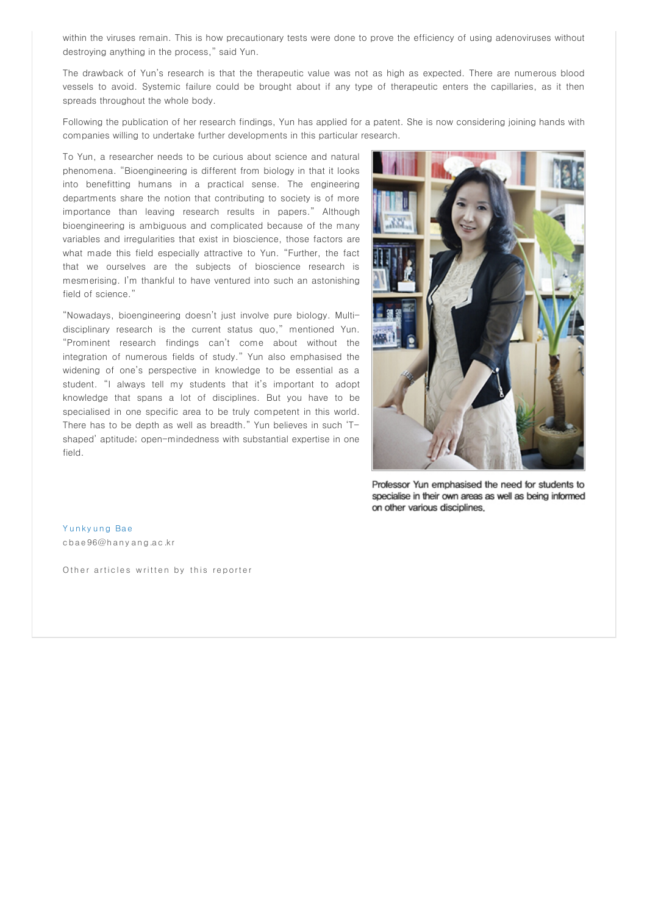within the viruses remain. This is how precautionary tests were done to prove the efficiency of using adenoviruses without destroying anything in the process," said Yun.

The drawback of Yun's research is that the therapeutic value was not as high as expected. There are numerous blood vessels to avoid. Systemic failure could be brought about if any type of therapeutic enters the capillaries, as it then spreads throughout the whole body.

Following the publication of her research findings, Yun has applied for a patent. She is now considering joining hands with companies willing to undertake further developments in this particular research.

To Yun, a researcher needs to be curious about science and natural phenomena. "Bioengineering is different from biology in that it looks into benefitting humans in a practical sense. The engineering departments share the notion that contributing to society is of more importance than leaving research results in papers." Although bioengineering is ambiguous and complicated because of the many variables and irregularities that exist in bioscience, those factors are what made this field especially attractive to Yun. "Further, the fact that we ourselves are the subjects of bioscience research is mesmerising. I'm thankful to have ventured into such an astonishing field of science."

"Nowadays, bioengineering doesn't just involve pure biology. Multi-disciplinary research is the current status quo," mentioned Yun. "Prominent research findings can't come about without the integration of numerous fields of study." Yun also emphasised the widening of one's perspective in knowledge to be essential as a student. "I always tell my students that it's important to adopt knowledge that spans a lot of disciplines. But you have to be specialised in one specific area to be truly competent in this world. There has to be depth as well as breadth." Yun believes in such 'T-shaped' aptitude; open-mindedness with substantial expertise in one field.

Professor Yun emphasised the need for students to specialise in their own areas as well as being informed on other various disciplines.

Yunkyung Bae
cbae96@hanyang.ac.kr

Other articles written by this reporter